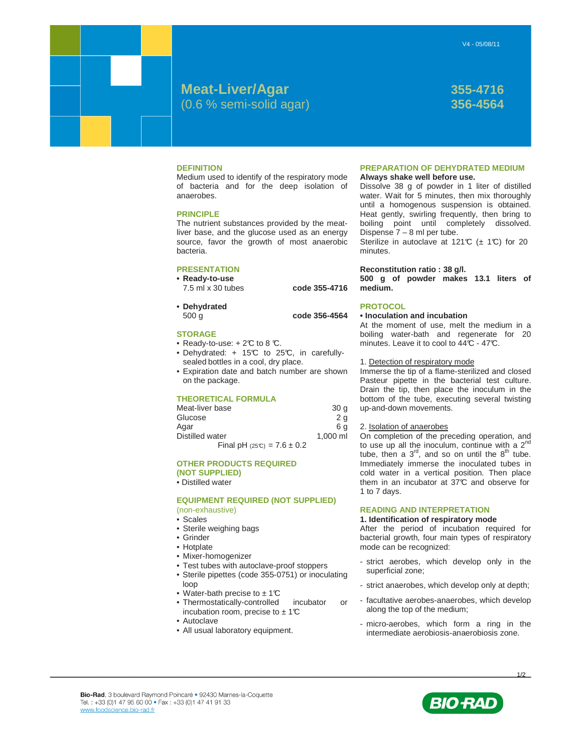V4 - 05/08/11

# Meat-Liver/Agar
## (0.6 % semi-solid agar)

**355-4716**
**356-4564**

### DEFINITION

Medium used to identify of the respiratory mode of bacteria and for the deep isolation of anaerobes.

### PRINCIPLE

The nutrient substances provided by the meat-liver base, and the glucose used as an energy source, favor the growth of most anaerobic bacteria.

### PRESENTATION

- **Ready-to-use**
  7.5 ml x 30 tubes — **code 355-4716**
- **Dehydrated**
  500 g — **code 356-4564**

### STORAGE

- Ready-to-use: + 2℃ to 8 ℃.
- Dehydrated: + 15℃ to 25℃, in carefully-sealed bottles in a cool, dry place.
- Expiration date and batch number are shown on the package.

### THEORETICAL FORMULA

| | |
|---|---|
| Meat-liver base | 30 g |
| Glucose | 2 g |
| Agar | 6 g |
| Distilled water | 1,000 ml |

Final pH (25℃) = 7.6 ± 0.2

### OTHER PRODUCTS REQUIRED (NOT SUPPLIED)

- Distilled water

### EQUIPMENT REQUIRED (NOT SUPPLIED)

(non-exhaustive)

- Scales
- Sterile weighing bags
- Grinder
- Hotplate
- Mixer-homogenizer
- Test tubes with autoclave-proof stoppers
- Sterile pipettes (code 355-0751) or inoculating loop
- Water-bath precise to ± 1℃
- Thermostatically-controlled incubator or incubation room, precise to ± 1℃
- Autoclave
- All usual laboratory equipment.

### PREPARATION OF DEHYDRATED MEDIUM

**Always shake well before use.**

Dissolve 38 g of powder in 1 liter of distilled water. Wait for 5 minutes, then mix thoroughly until a homogenous suspension is obtained. Heat gently, swirling frequently, then bring to boiling point until completely dissolved. Dispense 7 – 8 ml per tube.
Sterilize in autoclave at 121℃ (± 1℃) for 20 minutes.

**Reconstitution ratio : 38 g/l.**
**500 g of powder makes 13.1 liters of medium.**

### PROTOCOL

**• Inoculation and incubation**

At the moment of use, melt the medium in a boiling water-bath and regenerate for 20 minutes. Leave it to cool to 44℃ - 47℃.

1. Detection of respiratory mode

Immerse the tip of a flame-sterilized and closed Pasteur pipette in the bacterial test culture. Drain the tip, then place the inoculum in the bottom of the tube, executing several twisting up-and-down movements.

2. Isolation of anaerobes

On completion of the preceding operation, and to use up all the inoculum, continue with a 2nd tube, then a 3rd, and so on until the 8th tube. Immediately immerse the inoculated tubes in cold water in a vertical position. Then place them in an incubator at 37℃ and observe for 1 to 7 days.

### READING AND INTERPRETATION

**1. Identification of respiratory mode**

After the period of incubation required for bacterial growth, four main types of respiratory mode can be recognized:

- strict aerobes, which develop only in the superficial zone;
- strict anaerobes, which develop only at depth;
- facultative aerobes-anaerobes, which develop along the top of the medium;
- micro-aerobes, which form a ring in the intermediate aerobiosis-anaerobiosis zone.

**Bio-Rad**, 3 boulevard Raymond Poincaré • 92430 Marnes-la-Coquette
Tel. : +33 (0)1 47 95 60 00 • Fax : +33 (0)1 47 41 91 33
www.foodscience.bio-rad.fr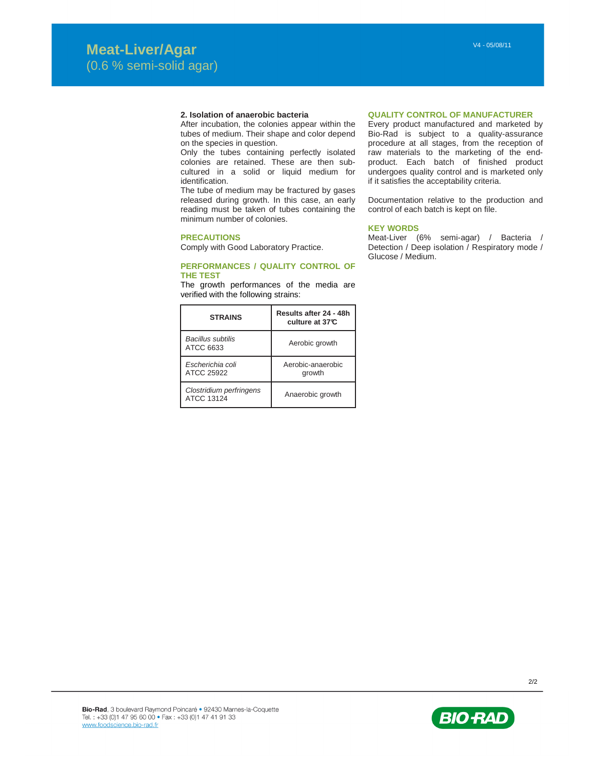# Meat-Liver/Agar
(0.6 % semi-solid agar)

V4 - 05/08/11

**2. Isolation of anaerobic bacteria**

After incubation, the colonies appear within the tubes of medium. Their shape and color depend on the species in question.

Only the tubes containing perfectly isolated colonies are retained. These are then sub-cultured in a solid or liquid medium for identification.

The tube of medium may be fractured by gases released during growth. In this case, an early reading must be taken of tubes containing the minimum number of colonies.

## PRECAUTIONS

Comply with Good Laboratory Practice.

## PERFORMANCES / QUALITY CONTROL OF THE TEST

The growth performances of the media are verified with the following strains:

| STRAINS | Results after 24 - 48h culture at 37°C |
|---|---|
| *Bacillus subtilis* ATCC 6633 | Aerobic growth |
| *Escherichia coli* ATCC 25922 | Aerobic-anaerobic growth |
| *Clostridium perfringens* ATCC 13124 | Anaerobic growth |

## QUALITY CONTROL OF MANUFACTURER

Every product manufactured and marketed by Bio-Rad is subject to a quality-assurance procedure at all stages, from the reception of raw materials to the marketing of the end-product. Each batch of finished product undergoes quality control and is marketed only if it satisfies the acceptability criteria.

Documentation relative to the production and control of each batch is kept on file.

## KEY WORDS

Meat-Liver (6% semi-agar) / Bacteria / Detection / Deep isolation / Respiratory mode / Glucose / Medium.

**Bio-Rad**, 3 boulevard Raymond Poincaré • 92430 Marnes-la-Coquette
Tel. : +33 (0)1 47 95 60 00 • Fax : +33 (0)1 47 41 91 33
www.foodscience.bio-rad.fr